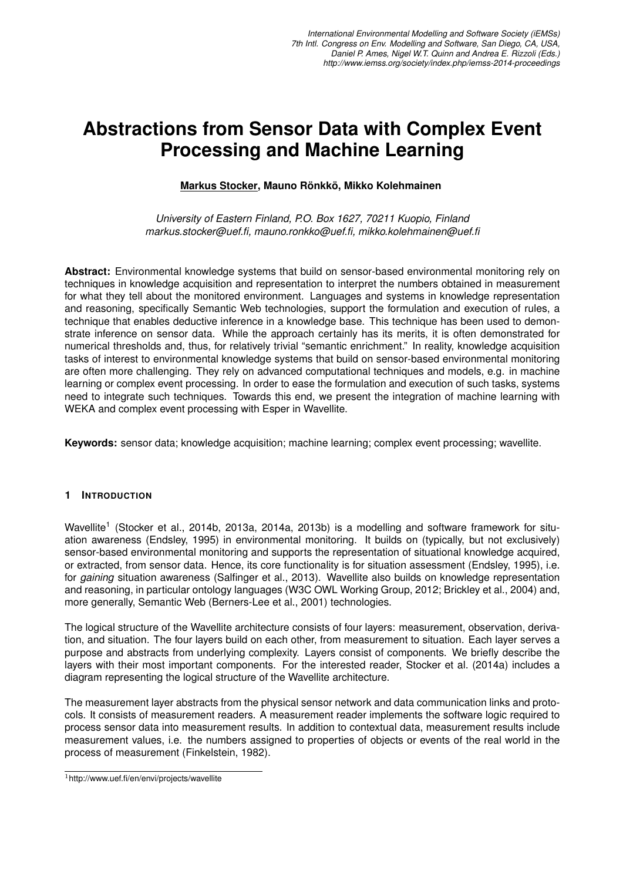# Abstractions from Sensor Data with Complex Event Processing and Machine Learning

**Markus Stocker, Mauno Rönkkö, Mikko Kolehmainen**

*University of Eastern Finland, P.O. Box 1627, 70211 Kuopio, Finland*
*markus.stocker@uef.fi, mauno.ronkko@uef.fi, mikko.kolehmainen@uef.fi*

**Abstract:** Environmental knowledge systems that build on sensor-based environmental monitoring rely on techniques in knowledge acquisition and representation to interpret the numbers obtained in measurement for what they tell about the monitored environment. Languages and systems in knowledge representation and reasoning, specifically Semantic Web technologies, support the formulation and execution of rules, a technique that enables deductive inference in a knowledge base. This technique has been used to demonstrate inference on sensor data. While the approach certainly has its merits, it is often demonstrated for numerical thresholds and, thus, for relatively trivial "semantic enrichment." In reality, knowledge acquisition tasks of interest to environmental knowledge systems that build on sensor-based environmental monitoring are often more challenging. They rely on advanced computational techniques and models, e.g. in machine learning or complex event processing. In order to ease the formulation and execution of such tasks, systems need to integrate such techniques. Towards this end, we present the integration of machine learning with WEKA and complex event processing with Esper in Wavellite.

**Keywords:** sensor data; knowledge acquisition; machine learning; complex event processing; wavellite.

## 1 INTRODUCTION

Wavellite[1] (Stocker et al., 2014b, 2013a, 2014a, 2013b) is a modelling and software framework for situation awareness (Endsley, 1995) in environmental monitoring. It builds on (typically, but not exclusively) sensor-based environmental monitoring and supports the representation of situational knowledge acquired, or extracted, from sensor data. Hence, its core functionality is for situation assessment (Endsley, 1995), i.e. for *gaining* situation awareness (Salfinger et al., 2013). Wavellite also builds on knowledge representation and reasoning, in particular ontology languages (W3C OWL Working Group, 2012; Brickley et al., 2004) and, more generally, Semantic Web (Berners-Lee et al., 2001) technologies.

The logical structure of the Wavellite architecture consists of four layers: measurement, observation, derivation, and situation. The four layers build on each other, from measurement to situation. Each layer serves a purpose and abstracts from underlying complexity. Layers consist of components. We briefly describe the layers with their most important components. For the interested reader, Stocker et al. (2014a) includes a diagram representing the logical structure of the Wavellite architecture.

The measurement layer abstracts from the physical sensor network and data communication links and protocols. It consists of measurement readers. A measurement reader implements the software logic required to process sensor data into measurement results. In addition to contextual data, measurement results include measurement values, i.e. the numbers assigned to properties of objects or events of the real world in the process of measurement (Finkelstein, 1982).

[1] http://www.uef.fi/en/envi/projects/wavellite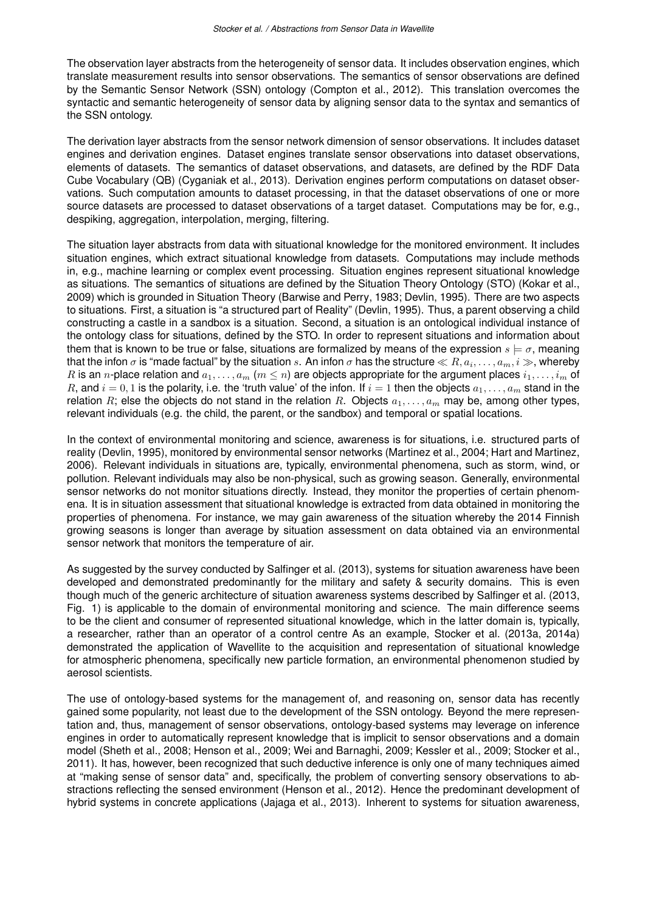The observation layer abstracts from the heterogeneity of sensor data. It includes observation engines, which translate measurement results into sensor observations. The semantics of sensor observations are defined by the Semantic Sensor Network (SSN) ontology (Compton et al., 2012). This translation overcomes the syntactic and semantic heterogeneity of sensor data by aligning sensor data to the syntax and semantics of the SSN ontology.

The derivation layer abstracts from the sensor network dimension of sensor observations. It includes dataset engines and derivation engines. Dataset engines translate sensor observations into dataset observations, elements of datasets. The semantics of dataset observations, and datasets, are defined by the RDF Data Cube Vocabulary (QB) (Cyganiak et al., 2013). Derivation engines perform computations on dataset observations. Such computation amounts to dataset processing, in that the dataset observations of one or more source datasets are processed to dataset observations of a target dataset. Computations may be for, e.g., despiking, aggregation, interpolation, merging, filtering.

The situation layer abstracts from data with situational knowledge for the monitored environment. It includes situation engines, which extract situational knowledge from datasets. Computations may include methods in, e.g., machine learning or complex event processing. Situation engines represent situational knowledge as situations. The semantics of situations are defined by the Situation Theory Ontology (STO) (Kokar et al., 2009) which is grounded in Situation Theory (Barwise and Perry, 1983; Devlin, 1995). There are two aspects to situations. First, a situation is "a structured part of Reality" (Devlin, 1995). Thus, a parent observing a child constructing a castle in a sandbox is a situation. Second, a situation is an ontological individual instance of the ontology class for situations, defined by the STO. In order to represent situations and information about them that is known to be true or false, situations are formalized by means of the expression $s \models \sigma$, meaning that the infon $\sigma$ is "made factual" by the situation $s$. An infon $\sigma$ has the structure $\ll R, a_{i}, \dots, a_{m}, i \gg$, whereby $R$ is an $n$-place relation and $a_1, \dots, a_m$ ($m \leq n$) are objects appropriate for the argument places $i_1, \dots, i_m$ of $R$, and $i = 0, 1$ is the polarity, i.e. the 'truth value' of the infon. If $i = 1$ then the objects $a_1, \dots, a_m$ stand in the relation $R$; else the objects do not stand in the relation $R$. Objects $a_1, \dots, a_m$ may be, among other types, relevant individuals (e.g. the child, the parent, or the sandbox) and temporal or spatial locations.

In the context of environmental monitoring and science, awareness is for situations, i.e. structured parts of reality (Devlin, 1995), monitored by environmental sensor networks (Martinez et al., 2004; Hart and Martinez, 2006). Relevant individuals in situations are, typically, environmental phenomena, such as storm, wind, or pollution. Relevant individuals may also be non-physical, such as growing season. Generally, environmental sensor networks do not monitor situations directly. Instead, they monitor the properties of certain phenomena. It is in situation assessment that situational knowledge is extracted from data obtained in monitoring the properties of phenomena. For instance, we may gain awareness of the situation whereby the 2014 Finnish growing seasons is longer than average by situation assessment on data obtained via an environmental sensor network that monitors the temperature of air.

As suggested by the survey conducted by Salfinger et al. (2013), systems for situation awareness have been developed and demonstrated predominantly for the military and safety & security domains. This is even though much of the generic architecture of situation awareness systems described by Salfinger et al. (2013, Fig. 1) is applicable to the domain of environmental monitoring and science. The main difference seems to be the client and consumer of represented situational knowledge, which in the latter domain is, typically, a researcher, rather than an operator of a control centre As an example, Stocker et al. (2013a, 2014a) demonstrated the application of Wavellite to the acquisition and representation of situational knowledge for atmospheric phenomena, specifically new particle formation, an environmental phenomenon studied by aerosol scientists.

The use of ontology-based systems for the management of, and reasoning on, sensor data has recently gained some popularity, not least due to the development of the SSN ontology. Beyond the mere representation and, thus, management of sensor observations, ontology-based systems may leverage on inference engines in order to automatically represent knowledge that is implicit to sensor observations and a domain model (Sheth et al., 2008; Henson et al., 2009; Wei and Barnaghi, 2009; Kessler et al., 2009; Stocker et al., 2011). It has, however, been recognized that such deductive inference is only one of many techniques aimed at "making sense of sensor data" and, specifically, the problem of converting sensory observations to abstractions reflecting the sensed environment (Henson et al., 2012). Hence the predominant development of hybrid systems in concrete applications (Jajaga et al., 2013). Inherent to systems for situation awareness,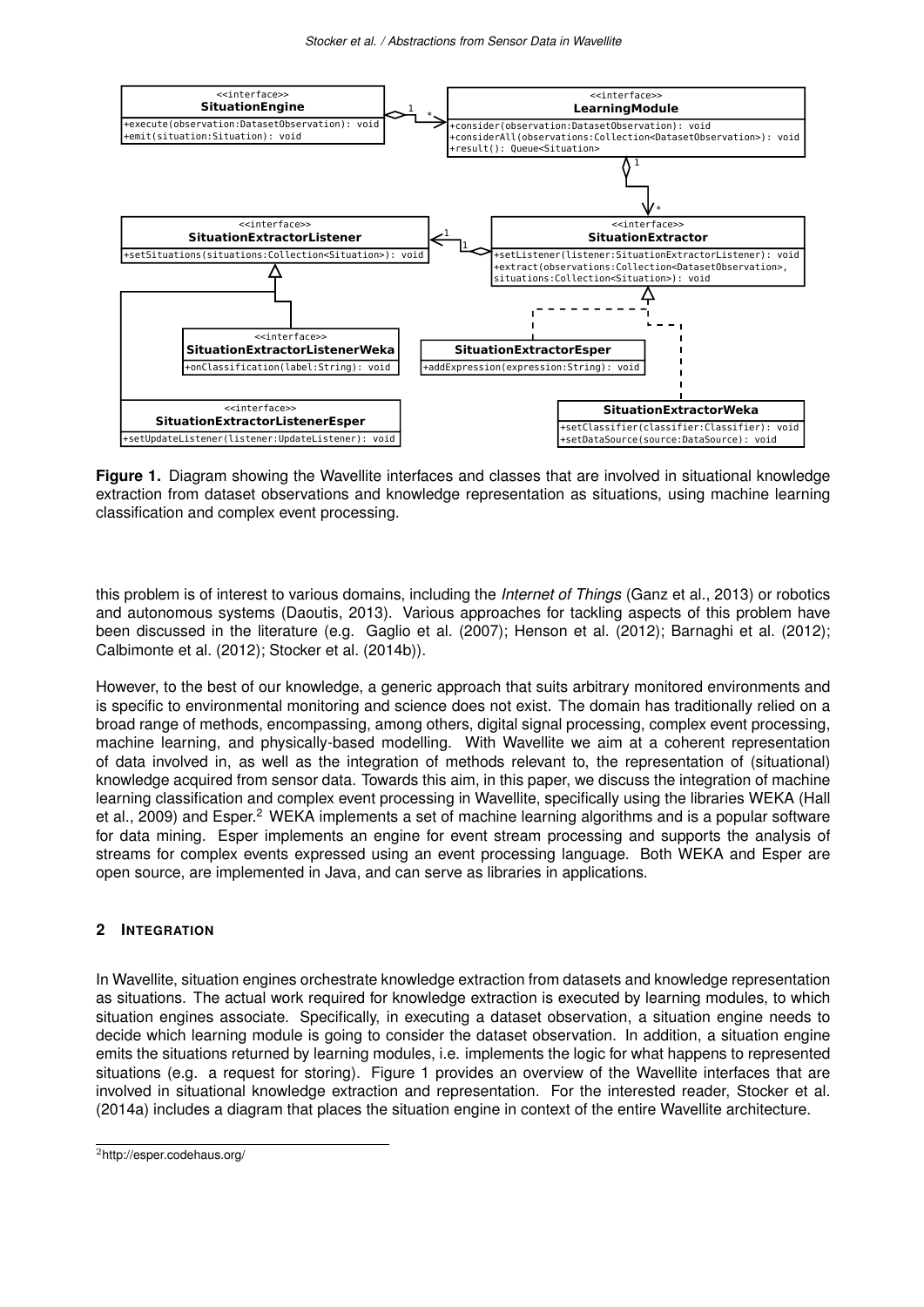**Figure 1.** Diagram showing the Wavellite interfaces and classes that are involved in situational knowledge extraction from dataset observations and knowledge representation as situations, using machine learning classification and complex event processing.

this problem is of interest to various domains, including the *Internet of Things* (Ganz et al., 2013) or robotics and autonomous systems (Daoutis, 2013). Various approaches for tackling aspects of this problem have been discussed in the literature (e.g. Gaglio et al. (2007); Henson et al. (2012); Barnaghi et al. (2012); Calbimonte et al. (2012); Stocker et al. (2014b)).

However, to the best of our knowledge, a generic approach that suits arbitrary monitored environments and is specific to environmental monitoring and science does not exist. The domain has traditionally relied on a broad range of methods, encompassing, among others, digital signal processing, complex event processing, machine learning, and physically-based modelling. With Wavellite we aim at a coherent representation of data involved in, as well as the integration of methods relevant to, the representation of (situational) knowledge acquired from sensor data. Towards this aim, in this paper, we discuss the integration of machine learning classification and complex event processing in Wavellite, specifically using the libraries WEKA (Hall et al., 2009) and Esper.[2] WEKA implements a set of machine learning algorithms and is a popular software for data mining. Esper implements an engine for event stream processing and supports the analysis of streams for complex events expressed using an event processing language. Both WEKA and Esper are open source, are implemented in Java, and can serve as libraries in applications.

## 2 INTEGRATION

In Wavellite, situation engines orchestrate knowledge extraction from datasets and knowledge representation as situations. The actual work required for knowledge extraction is executed by learning modules, to which situation engines associate. Specifically, in executing a dataset observation, a situation engine needs to decide which learning module is going to consider the dataset observation. In addition, a situation engine emits the situations returned by learning modules, i.e. implements the logic for what happens to represented situations (e.g. a request for storing). Figure 1 provides an overview of the Wavellite interfaces that are involved in situational knowledge extraction and representation. For the interested reader, Stocker et al. (2014a) includes a diagram that places the situation engine in context of the entire Wavellite architecture.

[2] http://esper.codehaus.org/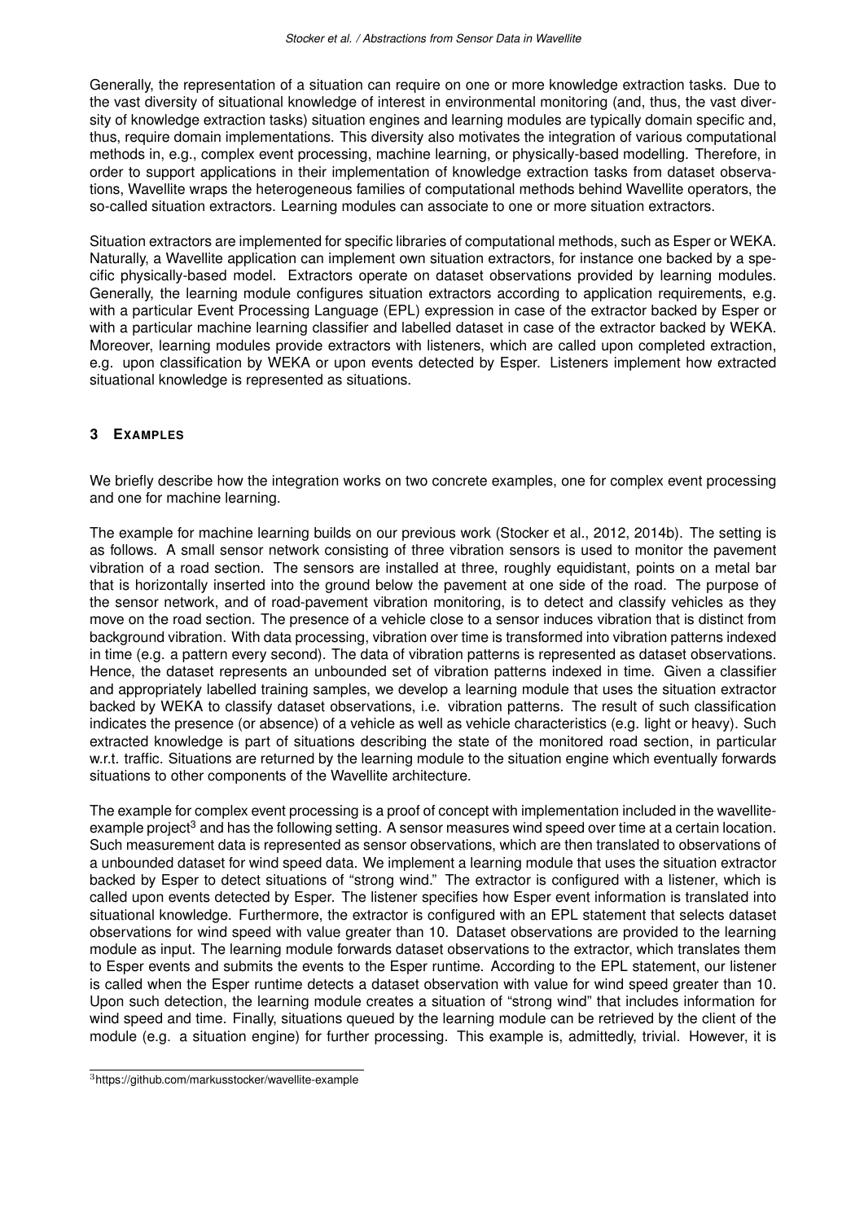Generally, the representation of a situation can require on one or more knowledge extraction tasks. Due to the vast diversity of situational knowledge of interest in environmental monitoring (and, thus, the vast diversity of knowledge extraction tasks) situation engines and learning modules are typically domain specific and, thus, require domain implementations. This diversity also motivates the integration of various computational methods in, e.g., complex event processing, machine learning, or physically-based modelling. Therefore, in order to support applications in their implementation of knowledge extraction tasks from dataset observations, Wavellite wraps the heterogeneous families of computational methods behind Wavellite operators, the so-called situation extractors. Learning modules can associate to one or more situation extractors.

Situation extractors are implemented for specific libraries of computational methods, such as Esper or WEKA. Naturally, a Wavellite application can implement own situation extractors, for instance one backed by a specific physically-based model. Extractors operate on dataset observations provided by learning modules. Generally, the learning module configures situation extractors according to application requirements, e.g. with a particular Event Processing Language (EPL) expression in case of the extractor backed by Esper or with a particular machine learning classifier and labelled dataset in case of the extractor backed by WEKA. Moreover, learning modules provide extractors with listeners, which are called upon completed extraction, e.g. upon classification by WEKA or upon events detected by Esper. Listeners implement how extracted situational knowledge is represented as situations.

## 3 EXAMPLES

We briefly describe how the integration works on two concrete examples, one for complex event processing and one for machine learning.

The example for machine learning builds on our previous work (Stocker et al., 2012, 2014b). The setting is as follows. A small sensor network consisting of three vibration sensors is used to monitor the pavement vibration of a road section. The sensors are installed at three, roughly equidistant, points on a metal bar that is horizontally inserted into the ground below the pavement at one side of the road. The purpose of the sensor network, and of road-pavement vibration monitoring, is to detect and classify vehicles as they move on the road section. The presence of a vehicle close to a sensor induces vibration that is distinct from background vibration. With data processing, vibration over time is transformed into vibration patterns indexed in time (e.g. a pattern every second). The data of vibration patterns is represented as dataset observations. Hence, the dataset represents an unbounded set of vibration patterns indexed in time. Given a classifier and appropriately labelled training samples, we develop a learning module that uses the situation extractor backed by WEKA to classify dataset observations, i.e. vibration patterns. The result of such classification indicates the presence (or absence) of a vehicle as well as vehicle characteristics (e.g. light or heavy). Such extracted knowledge is part of situations describing the state of the monitored road section, in particular w.r.t. traffic. Situations are returned by the learning module to the situation engine which eventually forwards situations to other components of the Wavellite architecture.

The example for complex event processing is a proof of concept with implementation included in the wavellite-example project[3] and has the following setting. A sensor measures wind speed over time at a certain location. Such measurement data is represented as sensor observations, which are then translated to observations of a unbounded dataset for wind speed data. We implement a learning module that uses the situation extractor backed by Esper to detect situations of "strong wind." The extractor is configured with a listener, which is called upon events detected by Esper. The listener specifies how Esper event information is translated into situational knowledge. Furthermore, the extractor is configured with an EPL statement that selects dataset observations for wind speed with value greater than 10. Dataset observations are provided to the learning module as input. The learning module forwards dataset observations to the extractor, which translates them to Esper events and submits the events to the Esper runtime. According to the EPL statement, our listener is called when the Esper runtime detects a dataset observation with value for wind speed greater than 10. Upon such detection, the learning module creates a situation of "strong wind" that includes information for wind speed and time. Finally, situations queued by the learning module can be retrieved by the client of the module (e.g. a situation engine) for further processing. This example is, admittedly, trivial. However, it is

[3] https://github.com/markusstocker/wavellite-example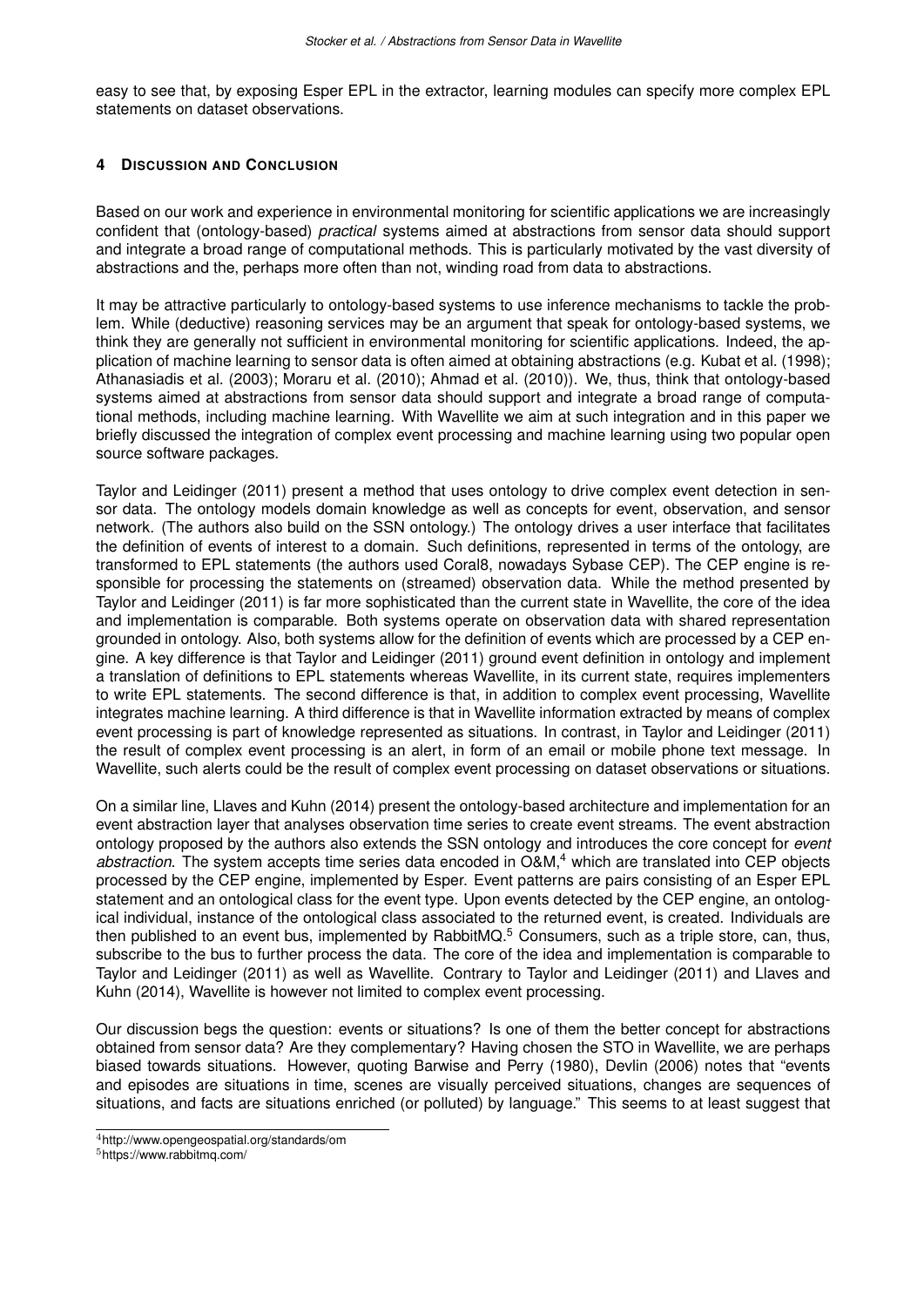easy to see that, by exposing Esper EPL in the extractor, learning modules can specify more complex EPL statements on dataset observations.

## 4 Discussion and Conclusion

Based on our work and experience in environmental monitoring for scientific applications we are increasingly confident that (ontology-based) *practical* systems aimed at abstractions from sensor data should support and integrate a broad range of computational methods. This is particularly motivated by the vast diversity of abstractions and the, perhaps more often than not, winding road from data to abstractions.

It may be attractive particularly to ontology-based systems to use inference mechanisms to tackle the problem. While (deductive) reasoning services may be an argument that speak for ontology-based systems, we think they are generally not sufficient in environmental monitoring for scientific applications. Indeed, the application of machine learning to sensor data is often aimed at obtaining abstractions (e.g. Kubat et al. (1998); Athanasiadis et al. (2003); Moraru et al. (2010); Ahmad et al. (2010)). We, thus, think that ontology-based systems aimed at abstractions from sensor data should support and integrate a broad range of computational methods, including machine learning. With Wavellite we aim at such integration and in this paper we briefly discussed the integration of complex event processing and machine learning using two popular open source software packages.

Taylor and Leidinger (2011) present a method that uses ontology to drive complex event detection in sensor data. The ontology models domain knowledge as well as concepts for event, observation, and sensor network. (The authors also build on the SSN ontology.) The ontology drives a user interface that facilitates the definition of events of interest to a domain. Such definitions, represented in terms of the ontology, are transformed to EPL statements (the authors used Coral8, nowadays Sybase CEP). The CEP engine is responsible for processing the statements on (streamed) observation data. While the method presented by Taylor and Leidinger (2011) is far more sophisticated than the current state in Wavellite, the core of the idea and implementation is comparable. Both systems operate on observation data with shared representation grounded in ontology. Also, both systems allow for the definition of events which are processed by a CEP engine. A key difference is that Taylor and Leidinger (2011) ground event definition in ontology and implement a translation of definitions to EPL statements whereas Wavellite, in its current state, requires implementers to write EPL statements. The second difference is that, in addition to complex event processing, Wavellite integrates machine learning. A third difference is that in Wavellite information extracted by means of complex event processing is part of knowledge represented as situations. In contrast, in Taylor and Leidinger (2011) the result of complex event processing is an alert, in form of an email or mobile phone text message. In Wavellite, such alerts could be the result of complex event processing on dataset observations or situations.

On a similar line, Llaves and Kuhn (2014) present the ontology-based architecture and implementation for an event abstraction layer that analyses observation time series to create event streams. The event abstraction ontology proposed by the authors also extends the SSN ontology and introduces the core concept for *event abstraction*. The system accepts time series data encoded in O&M,[4] which are translated into CEP objects processed by the CEP engine, implemented by Esper. Event patterns are pairs consisting of an Esper EPL statement and an ontological class for the event type. Upon events detected by the CEP engine, an ontological individual, instance of the ontological class associated to the returned event, is created. Individuals are then published to an event bus, implemented by RabbitMQ.[5] Consumers, such as a triple store, can, thus, subscribe to the bus to further process the data. The core of the idea and implementation is comparable to Taylor and Leidinger (2011) as well as Wavellite. Contrary to Taylor and Leidinger (2011) and Llaves and Kuhn (2014), Wavellite is however not limited to complex event processing.

Our discussion begs the question: events or situations? Is one of them the better concept for abstractions obtained from sensor data? Are they complementary? Having chosen the STO in Wavellite, we are perhaps biased towards situations. However, quoting Barwise and Perry (1980), Devlin (2006) notes that "events and episodes are situations in time, scenes are visually perceived situations, changes are sequences of situations, and facts are situations enriched (or polluted) by language." This seems to at least suggest that

[4] http://www.opengeospatial.org/standards/om

[5] https://www.rabbitmq.com/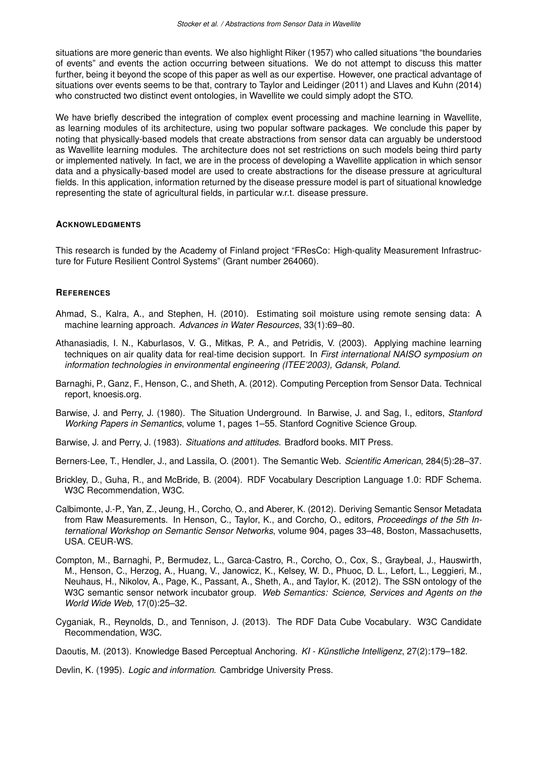situations are more generic than events. We also highlight Riker (1957) who called situations "the boundaries of events" and events the action occurring between situations. We do not attempt to discuss this matter further, being it beyond the scope of this paper as well as our expertise. However, one practical advantage of situations over events seems to be that, contrary to Taylor and Leidinger (2011) and Llaves and Kuhn (2014) who constructed two distinct event ontologies, in Wavellite we could simply adopt the STO.

We have briefly described the integration of complex event processing and machine learning in Wavellite, as learning modules of its architecture, using two popular software packages. We conclude this paper by noting that physically-based models that create abstractions from sensor data can arguably be understood as Wavellite learning modules. The architecture does not set restrictions on such models being third party or implemented natively. In fact, we are in the process of developing a Wavellite application in which sensor data and a physically-based model are used to create abstractions for the disease pressure at agricultural fields. In this application, information returned by the disease pressure model is part of situational knowledge representing the state of agricultural fields, in particular w.r.t. disease pressure.

#### ACKNOWLEDGMENTS

This research is funded by the Academy of Finland project "FResCo: High-quality Measurement Infrastructure for Future Resilient Control Systems" (Grant number 264060).

#### REFERENCES

Ahmad, S., Kalra, A., and Stephen, H. (2010). Estimating soil moisture using remote sensing data: A machine learning approach. *Advances in Water Resources*, 33(1):69–80.

Athanasiadis, I. N., Kaburlasos, V. G., Mitkas, P. A., and Petridis, V. (2003). Applying machine learning techniques on air quality data for real-time decision support. In *First international NAISO symposium on information technologies in environmental engineering (ITEE'2003), Gdansk, Poland*.

Barnaghi, P., Ganz, F., Henson, C., and Sheth, A. (2012). Computing Perception from Sensor Data. Technical report, knoesis.org.

Barwise, J. and Perry, J. (1980). The Situation Underground. In Barwise, J. and Sag, I., editors, *Stanford Working Papers in Semantics*, volume 1, pages 1–55. Stanford Cognitive Science Group.

Barwise, J. and Perry, J. (1983). *Situations and attitudes*. Bradford books. MIT Press.

Berners-Lee, T., Hendler, J., and Lassila, O. (2001). The Semantic Web. *Scientific American*, 284(5):28–37.

Brickley, D., Guha, R., and McBride, B. (2004). RDF Vocabulary Description Language 1.0: RDF Schema. W3C Recommendation, W3C.

Calbimonte, J.-P., Yan, Z., Jeung, H., Corcho, O., and Aberer, K. (2012). Deriving Semantic Sensor Metadata from Raw Measurements. In Henson, C., Taylor, K., and Corcho, O., editors, *Proceedings of the 5th International Workshop on Semantic Sensor Networks*, volume 904, pages 33–48, Boston, Massachusetts, USA. CEUR-WS.

Compton, M., Barnaghi, P., Bermudez, L., Garca-Castro, R., Corcho, O., Cox, S., Graybeal, J., Hauswirth, M., Henson, C., Herzog, A., Huang, V., Janowicz, K., Kelsey, W. D., Phuoc, D. L., Lefort, L., Leggieri, M., Neuhaus, H., Nikolov, A., Page, K., Passant, A., Sheth, A., and Taylor, K. (2012). The SSN ontology of the W3C semantic sensor network incubator group. *Web Semantics: Science, Services and Agents on the World Wide Web*, 17(0):25–32.

Cyganiak, R., Reynolds, D., and Tennison, J. (2013). The RDF Data Cube Vocabulary. W3C Candidate Recommendation, W3C.

Daoutis, M. (2013). Knowledge Based Perceptual Anchoring. *KI - Künstliche Intelligenz*, 27(2):179–182.

Devlin, K. (1995). *Logic and information*. Cambridge University Press.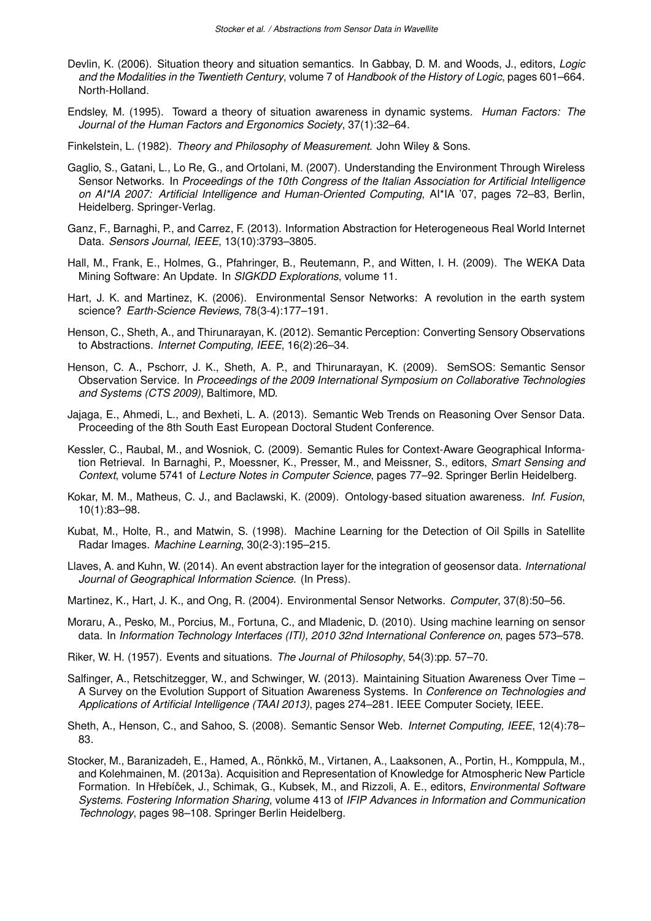Devlin, K. (2006). Situation theory and situation semantics. In Gabbay, D. M. and Woods, J., editors, *Logic and the Modalities in the Twentieth Century*, volume 7 of *Handbook of the History of Logic*, pages 601–664. North-Holland.

Endsley, M. (1995). Toward a theory of situation awareness in dynamic systems. *Human Factors: The Journal of the Human Factors and Ergonomics Society*, 37(1):32–64.

Finkelstein, L. (1982). *Theory and Philosophy of Measurement*. John Wiley & Sons.

Gaglio, S., Gatani, L., Lo Re, G., and Ortolani, M. (2007). Understanding the Environment Through Wireless Sensor Networks. In *Proceedings of the 10th Congress of the Italian Association for Artificial Intelligence on AI*IA 2007: Artificial Intelligence and Human-Oriented Computing*, AI*IA '07, pages 72–83, Berlin, Heidelberg. Springer-Verlag.

Ganz, F., Barnaghi, P., and Carrez, F. (2013). Information Abstraction for Heterogeneous Real World Internet Data. *Sensors Journal, IEEE*, 13(10):3793–3805.

Hall, M., Frank, E., Holmes, G., Pfahringer, B., Reutemann, P., and Witten, I. H. (2009). The WEKA Data Mining Software: An Update. In *SIGKDD Explorations*, volume 11.

Hart, J. K. and Martinez, K. (2006). Environmental Sensor Networks: A revolution in the earth system science? *Earth-Science Reviews*, 78(3-4):177–191.

Henson, C., Sheth, A., and Thirunarayan, K. (2012). Semantic Perception: Converting Sensory Observations to Abstractions. *Internet Computing, IEEE*, 16(2):26–34.

Henson, C. A., Pschorr, J. K., Sheth, A. P., and Thirunarayan, K. (2009). SemSOS: Semantic Sensor Observation Service. In *Proceedings of the 2009 International Symposium on Collaborative Technologies and Systems (CTS 2009)*, Baltimore, MD.

Jajaga, E., Ahmedi, L., and Bexheti, L. A. (2013). Semantic Web Trends on Reasoning Over Sensor Data. Proceeding of the 8th South East European Doctoral Student Conference.

Kessler, C., Raubal, M., and Wosniok, C. (2009). Semantic Rules for Context-Aware Geographical Information Retrieval. In Barnaghi, P., Moessner, K., Presser, M., and Meissner, S., editors, *Smart Sensing and Context*, volume 5741 of *Lecture Notes in Computer Science*, pages 77–92. Springer Berlin Heidelberg.

Kokar, M. M., Matheus, C. J., and Baclawski, K. (2009). Ontology-based situation awareness. *Inf. Fusion*, 10(1):83–98.

Kubat, M., Holte, R., and Matwin, S. (1998). Machine Learning for the Detection of Oil Spills in Satellite Radar Images. *Machine Learning*, 30(2-3):195–215.

Llaves, A. and Kuhn, W. (2014). An event abstraction layer for the integration of geosensor data. *International Journal of Geographical Information Science*. (In Press).

Martinez, K., Hart, J. K., and Ong, R. (2004). Environmental Sensor Networks. *Computer*, 37(8):50–56.

Moraru, A., Pesko, M., Porcius, M., Fortuna, C., and Mladenic, D. (2010). Using machine learning on sensor data. In *Information Technology Interfaces (ITI), 2010 32nd International Conference on*, pages 573–578.

Riker, W. H. (1957). Events and situations. *The Journal of Philosophy*, 54(3):pp. 57–70.

Salfinger, A., Retschitzegger, W., and Schwinger, W. (2013). Maintaining Situation Awareness Over Time – A Survey on the Evolution Support of Situation Awareness Systems. In *Conference on Technologies and Applications of Artificial Intelligence (TAAI 2013)*, pages 274–281. IEEE Computer Society, IEEE.

Sheth, A., Henson, C., and Sahoo, S. (2008). Semantic Sensor Web. *Internet Computing, IEEE*, 12(4):78–83.

Stocker, M., Baranizadeh, E., Hamed, A., Rönkkö, M., Virtanen, A., Laaksonen, A., Portin, H., Komppula, M., and Kolehmainen, M. (2013a). Acquisition and Representation of Knowledge for Atmospheric New Particle Formation. In Hřebíček, J., Schimak, G., Kubsek, M., and Rizzoli, A. E., editors, *Environmental Software Systems. Fostering Information Sharing*, volume 413 of *IFIP Advances in Information and Communication Technology*, pages 98–108. Springer Berlin Heidelberg.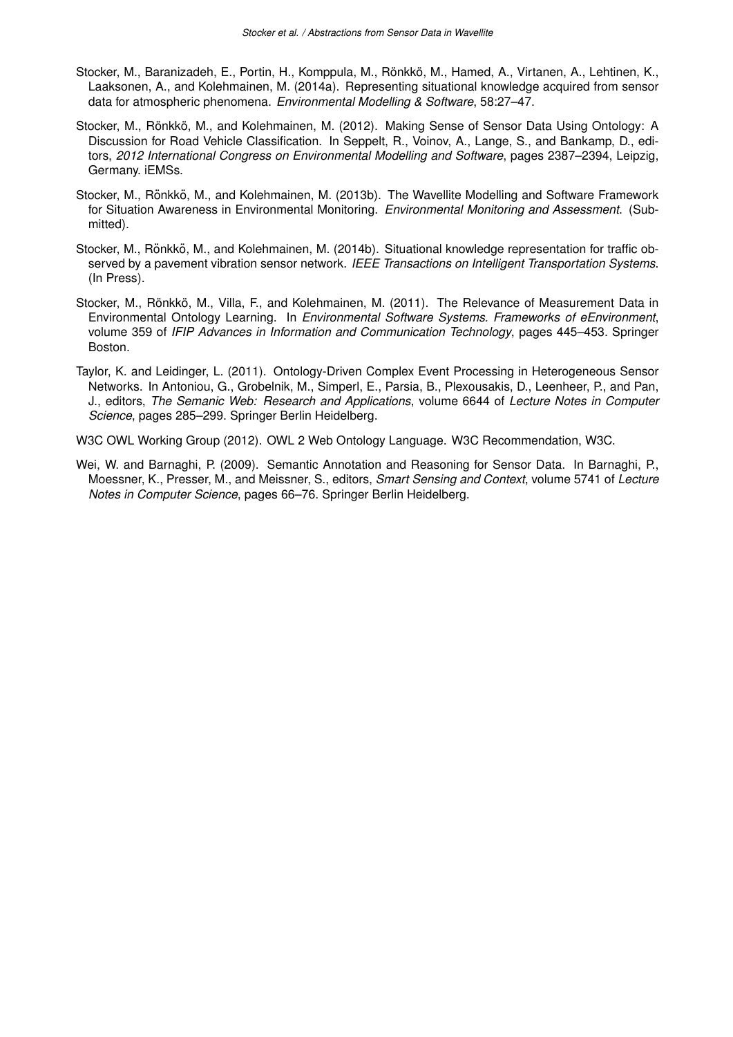Stocker, M., Baranizadeh, E., Portin, H., Komppula, M., Rönkkö, M., Hamed, A., Virtanen, A., Lehtinen, K., Laaksonen, A., and Kolehmainen, M. (2014a). Representing situational knowledge acquired from sensor data for atmospheric phenomena. *Environmental Modelling & Software*, 58:27–47.

Stocker, M., Rönkkö, M., and Kolehmainen, M. (2012). Making Sense of Sensor Data Using Ontology: A Discussion for Road Vehicle Classification. In Seppelt, R., Voinov, A., Lange, S., and Bankamp, D., editors, *2012 International Congress on Environmental Modelling and Software*, pages 2387–2394, Leipzig, Germany. iEMSs.

Stocker, M., Rönkkö, M., and Kolehmainen, M. (2013b). The Wavellite Modelling and Software Framework for Situation Awareness in Environmental Monitoring. *Environmental Monitoring and Assessment*. (Submitted).

Stocker, M., Rönkkö, M., and Kolehmainen, M. (2014b). Situational knowledge representation for traffic observed by a pavement vibration sensor network. *IEEE Transactions on Intelligent Transportation Systems*. (In Press).

Stocker, M., Rönkkö, M., Villa, F., and Kolehmainen, M. (2011). The Relevance of Measurement Data in Environmental Ontology Learning. In *Environmental Software Systems. Frameworks of eEnvironment*, volume 359 of *IFIP Advances in Information and Communication Technology*, pages 445–453. Springer Boston.

Taylor, K. and Leidinger, L. (2011). Ontology-Driven Complex Event Processing in Heterogeneous Sensor Networks. In Antoniou, G., Grobelnik, M., Simperl, E., Parsia, B., Plexousakis, D., Leenheer, P., and Pan, J., editors, *The Semanic Web: Research and Applications*, volume 6644 of *Lecture Notes in Computer Science*, pages 285–299. Springer Berlin Heidelberg.

W3C OWL Working Group (2012). OWL 2 Web Ontology Language. W3C Recommendation, W3C.

Wei, W. and Barnaghi, P. (2009). Semantic Annotation and Reasoning for Sensor Data. In Barnaghi, P., Moessner, K., Presser, M., and Meissner, S., editors, *Smart Sensing and Context*, volume 5741 of *Lecture Notes in Computer Science*, pages 66–76. Springer Berlin Heidelberg.